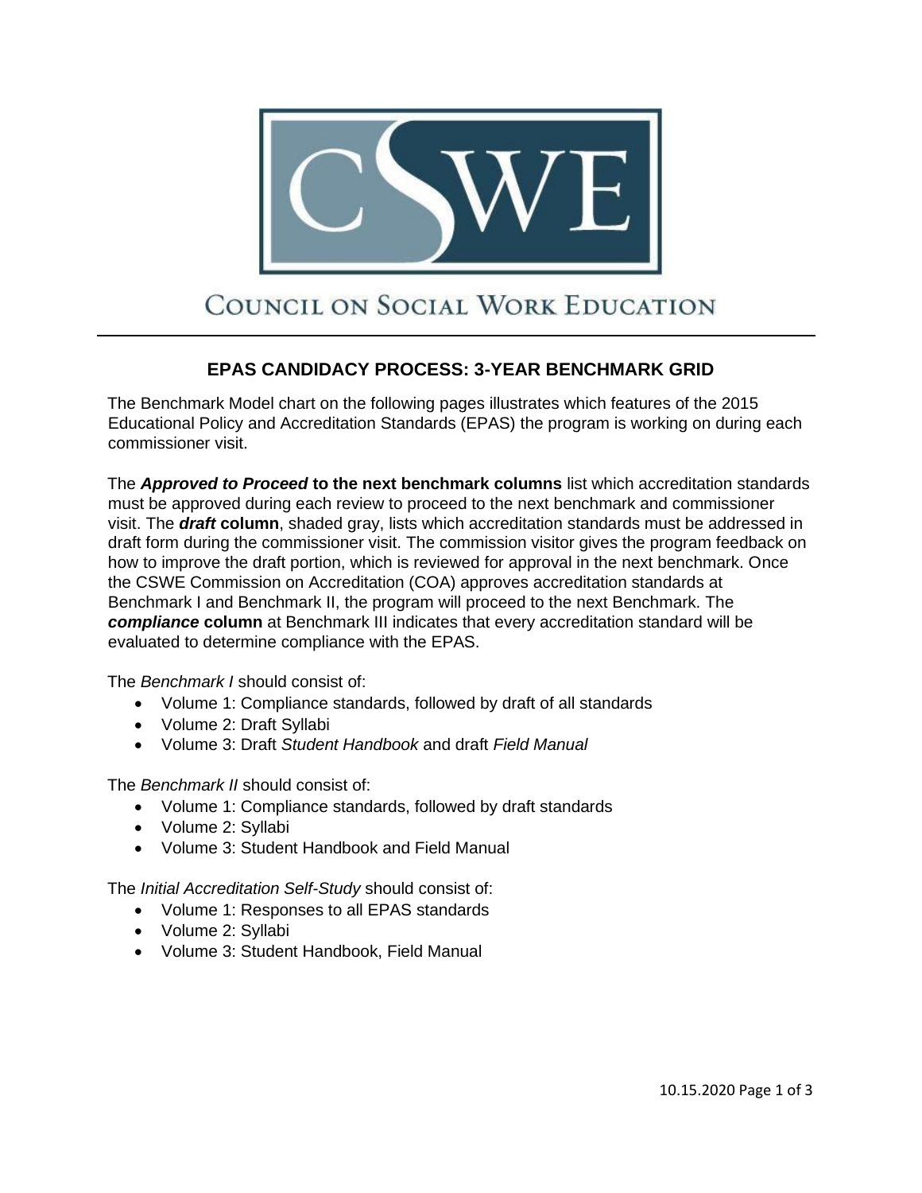# COUNCIL ON SOCIAL WORK EDUCATION

## EPAS CANDIDACY PROCESS: 3-YEAR BENCHMARK GRID

The Benchmark Model chart on the following pages illustrates which features of the 2015 Educational Policy and Accreditation Standards (EPAS) the program is working on during each commissioner visit.

The ***Approved to Proceed* to the next benchmark columns** list which accreditation standards must be approved during each review to proceed to the next benchmark and commissioner visit. The ***draft* column**, shaded gray, lists which accreditation standards must be addressed in draft form during the commissioner visit. The commission visitor gives the program feedback on how to improve the draft portion, which is reviewed for approval in the next benchmark. Once the CSWE Commission on Accreditation (COA) approves accreditation standards at Benchmark I and Benchmark II, the program will proceed to the next Benchmark. The ***compliance* column** at Benchmark III indicates that every accreditation standard will be evaluated to determine compliance with the EPAS.

The *Benchmark I* should consist of:

- Volume 1: Compliance standards, followed by draft of all standards
- Volume 2: Draft Syllabi
- Volume 3: Draft *Student Handbook* and draft *Field Manual*

The *Benchmark II* should consist of:

- Volume 1: Compliance standards, followed by draft standards
- Volume 2: Syllabi
- Volume 3: Student Handbook and Field Manual

The *Initial Accreditation Self-Study* should consist of:

- Volume 1: Responses to all EPAS standards
- Volume 2: Syllabi
- Volume 3: Student Handbook, Field Manual

10.15.2020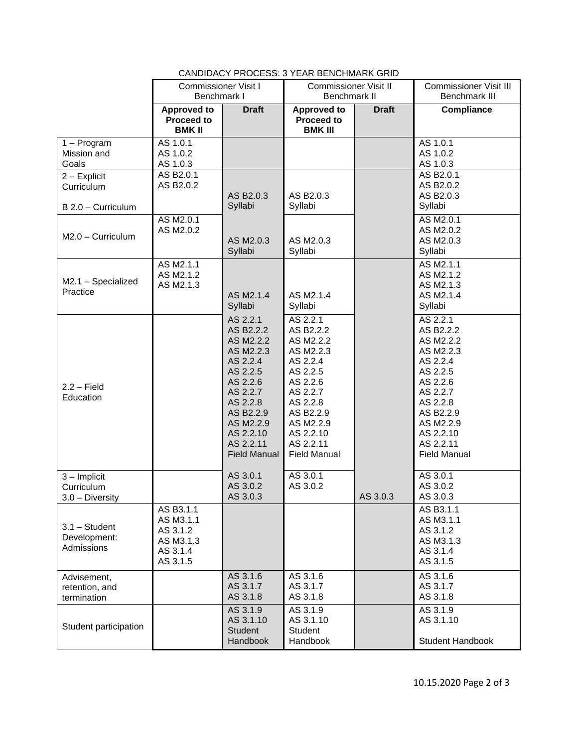CANDIDACY PROCESS: 3 YEAR BENCHMARK GRID

| | Commissioner Visit I Benchmark I | | Commissioner Visit II Benchmark II | | Commissioner Visit III Benchmark III |
|---|---|---|---|---|---|
| | **Approved to Proceed to BMK II** | **Draft** | **Approved to Proceed to BMK III** | **Draft** | **Compliance** |
| 1 – Program Mission and Goals | AS 1.0.1<br>AS 1.0.2<br>AS 1.0.3 | | | | AS 1.0.1<br>AS 1.0.2<br>AS 1.0.3 |
| 2 – Explicit Curriculum<br><br>B 2.0 – Curriculum | AS B2.0.1<br>AS B2.0.2 | AS B2.0.3<br>Syllabi | AS B2.0.3<br>Syllabi | | AS B2.0.1<br>AS B2.0.2<br>AS B2.0.3<br>Syllabi |
| M2.0 – Curriculum | AS M2.0.1<br>AS M2.0.2 | AS M2.0.3<br>Syllabi | AS M2.0.3<br>Syllabi | | AS M2.0.1<br>AS M2.0.2<br>AS M2.0.3<br>Syllabi |
| M2.1 – Specialized Practice | AS M2.1.1<br>AS M2.1.2<br>AS M2.1.3 | AS M2.1.4<br>Syllabi | AS M2.1.4<br>Syllabi | | AS M2.1.1<br>AS M2.1.2<br>AS M2.1.3<br>AS M2.1.4<br>Syllabi |
| 2.2 – Field Education | | AS 2.2.1<br>AS B2.2.2<br>AS M2.2.2<br>AS M2.2.3<br>AS 2.2.4<br>AS 2.2.5<br>AS 2.2.6<br>AS 2.2.7<br>AS 2.2.8<br>AS B2.2.9<br>AS M2.2.9<br>AS 2.2.10<br>AS 2.2.11<br>Field Manual | AS 2.2.1<br>AS B2.2.2<br>AS M2.2.2<br>AS M2.2.3<br>AS 2.2.4<br>AS 2.2.5<br>AS 2.2.6<br>AS 2.2.7<br>AS 2.2.8<br>AS B2.2.9<br>AS M2.2.9<br>AS 2.2.10<br>AS 2.2.11<br>Field Manual | | AS 2.2.1<br>AS B2.2.2<br>AS M2.2.2<br>AS M2.2.3<br>AS 2.2.4<br>AS 2.2.5<br>AS 2.2.6<br>AS 2.2.7<br>AS 2.2.8<br>AS B2.2.9<br>AS M2.2.9<br>AS 2.2.10<br>AS 2.2.11<br>Field Manual |
| 3 – Implicit Curriculum<br>3.0 – Diversity | | AS 3.0.1<br>AS 3.0.2<br>AS 3.0.3 | AS 3.0.1<br>AS 3.0.2 | AS 3.0.3 | AS 3.0.1<br>AS 3.0.2<br>AS 3.0.3 |
| 3.1 – Student Development: Admissions | AS B3.1.1<br>AS M3.1.1<br>AS 3.1.2<br>AS M3.1.3<br>AS 3.1.4<br>AS 3.1.5 | | | | AS B3.1.1<br>AS M3.1.1<br>AS 3.1.2<br>AS M3.1.3<br>AS 3.1.4<br>AS 3.1.5 |
| Advisement, retention, and termination | | AS 3.1.6<br>AS 3.1.7<br>AS 3.1.8 | AS 3.1.6<br>AS 3.1.7<br>AS 3.1.8 | | AS 3.1.6<br>AS 3.1.7<br>AS 3.1.8 |
| Student participation | | AS 3.1.9<br>AS 3.1.10<br>Student Handbook | AS 3.1.9<br>AS 3.1.10<br>Student Handbook | | AS 3.1.9<br>AS 3.1.10<br>Student Handbook |

10.15.2020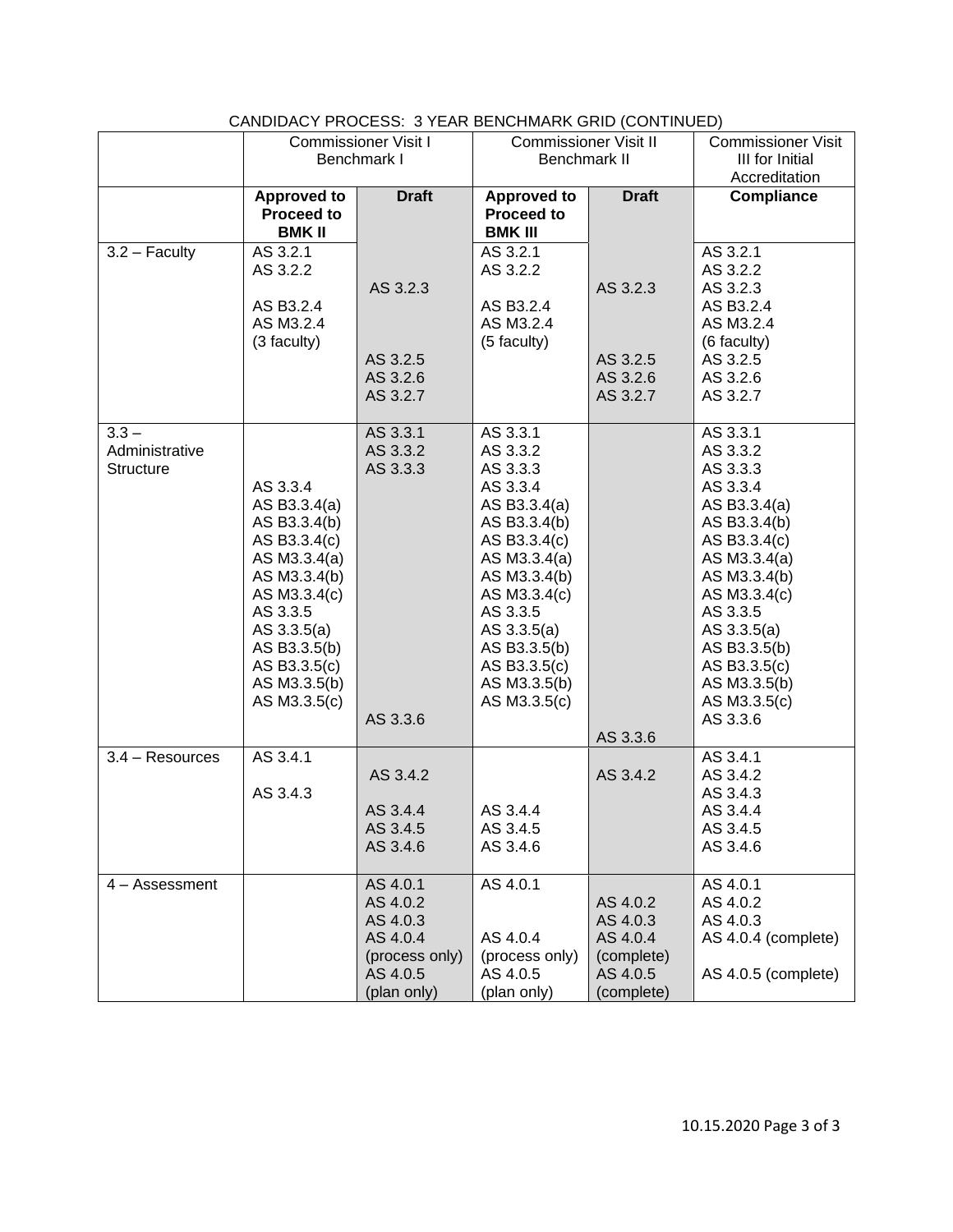CANDIDACY PROCESS: 3 YEAR BENCHMARK GRID (CONTINUED)

| | Commissioner Visit I Benchmark I | | Commissioner Visit II Benchmark II | | Commissioner Visit III for Initial Accreditation |
|---|---|---|---|---|---|
| | **Approved to Proceed to BMK II** | **Draft** | **Approved to Proceed to BMK III** | **Draft** | **Compliance** |
| 3.2 – Faculty | AS 3.2.1<br>AS 3.2.2<br><br>AS B3.2.4<br>AS M3.2.4<br>(3 faculty) | AS 3.2.3<br><br>AS 3.2.5<br>AS 3.2.6<br>AS 3.2.7 | AS 3.2.1<br>AS 3.2.2<br><br>AS B3.2.4<br>AS M3.2.4<br>(5 faculty) | AS 3.2.3<br><br>AS 3.2.5<br>AS 3.2.6<br>AS 3.2.7 | AS 3.2.1<br>AS 3.2.2<br>AS 3.2.3<br>AS B3.2.4<br>AS M3.2.4<br>(6 faculty)<br>AS 3.2.5<br>AS 3.2.6<br>AS 3.2.7 |
| 3.3 – Administrative Structure | AS 3.3.4<br>AS B3.3.4(a)<br>AS B3.3.4(b)<br>AS B3.3.4(c)<br>AS M3.3.4(a)<br>AS M3.3.4(b)<br>AS M3.3.4(c)<br>AS 3.3.5<br>AS 3.3.5(a)<br>AS B3.3.5(b)<br>AS B3.3.5(c)<br>AS M3.3.5(b)<br>AS M3.3.5(c) | AS 3.3.1<br>AS 3.3.2<br>AS 3.3.3<br><br>AS 3.3.6 | AS 3.3.1<br>AS 3.3.2<br>AS 3.3.3<br>AS 3.3.4<br>AS B3.3.4(a)<br>AS B3.3.4(b)<br>AS B3.3.4(c)<br>AS M3.3.4(a)<br>AS M3.3.4(b)<br>AS M3.3.4(c)<br>AS 3.3.5<br>AS 3.3.5(a)<br>AS B3.3.5(b)<br>AS B3.3.5(c)<br>AS M3.3.5(b)<br>AS M3.3.5(c) | AS 3.3.6 | AS 3.3.1<br>AS 3.3.2<br>AS 3.3.3<br>AS 3.3.4<br>AS B3.3.4(a)<br>AS B3.3.4(b)<br>AS B3.3.4(c)<br>AS M3.3.4(a)<br>AS M3.3.4(b)<br>AS M3.3.4(c)<br>AS 3.3.5<br>AS 3.3.5(a)<br>AS B3.3.5(b)<br>AS B3.3.5(c)<br>AS M3.3.5(b)<br>AS M3.3.5(c)<br>AS 3.3.6 |
| 3.4 – Resources | AS 3.4.1<br><br>AS 3.4.3 | AS 3.4.2<br><br>AS 3.4.4<br>AS 3.4.5<br>AS 3.4.6 | AS 3.4.4<br>AS 3.4.5<br>AS 3.4.6 | AS 3.4.2 | AS 3.4.1<br>AS 3.4.2<br>AS 3.4.3<br>AS 3.4.4<br>AS 3.4.5<br>AS 3.4.6 |
| 4 – Assessment | | AS 4.0.1<br>AS 4.0.2<br>AS 4.0.3<br>AS 4.0.4 (process only)<br>AS 4.0.5 (plan only) | AS 4.0.1<br><br>AS 4.0.4 (process only)<br>AS 4.0.5 (plan only) | AS 4.0.2<br>AS 4.0.3<br>AS 4.0.4 (complete)<br>AS 4.0.5 (complete) | AS 4.0.1<br>AS 4.0.2<br>AS 4.0.3<br>AS 4.0.4 (complete)<br>AS 4.0.5 (complete) |

10.15.2020